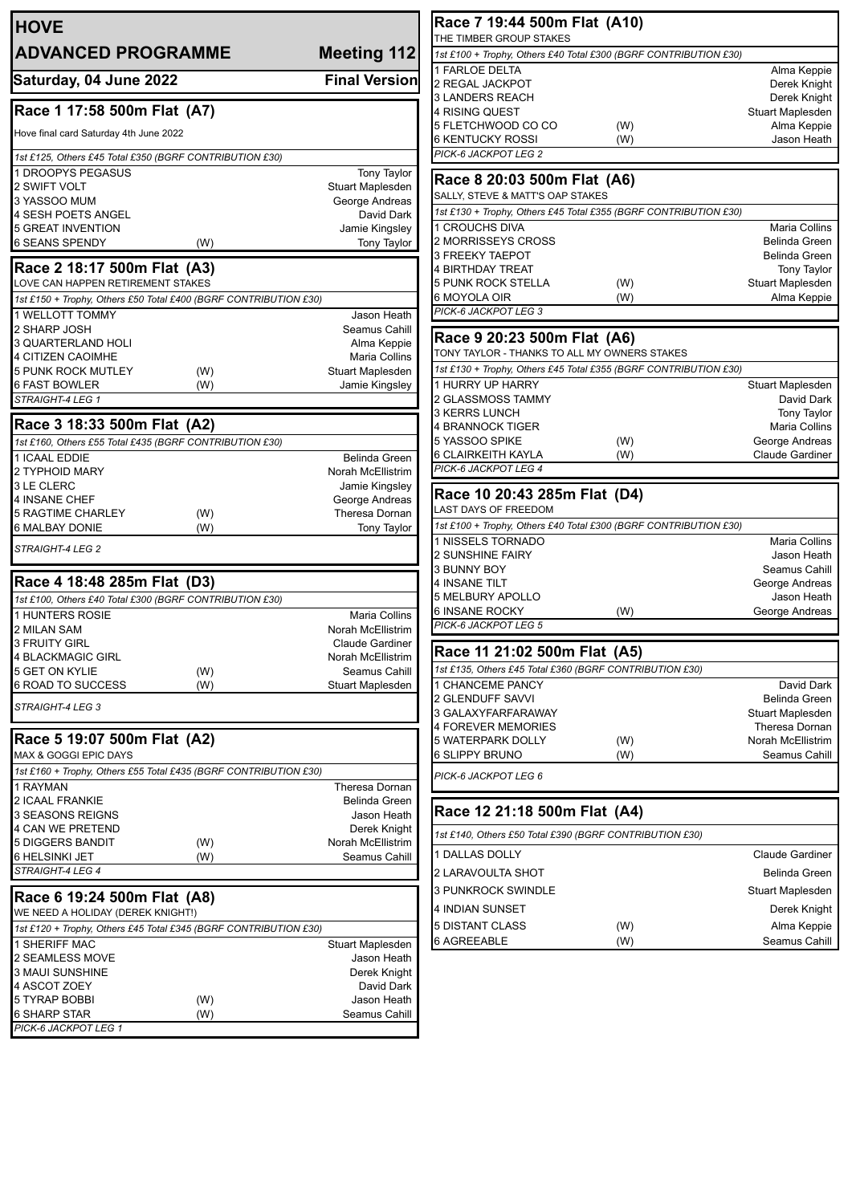# HOVE

## ADVANCED PROGRAMME — Meeting 112

**Saturday, 04 June 2022 — Final Version**

## Race 1 17:58 500m Flat (A7)

Hove final card Saturday 4th June 2022

*1st £125, Others £45 Total £350 (BGRF CONTRIBUTION £30)*

| Trap | Greyhound | | Trainer |
|---|---|---|---|
| 1 | DROOPYS PEGASUS | | Tony Taylor |
| 2 | SWIFT VOLT | | Stuart Maplesden |
| 3 | YASSOO MUM | | George Andreas |
| 4 | SESH POETS ANGEL | | David Dark |
| 5 | GREAT INVENTION | | Jamie Kingsley |
| 6 | SEANS SPENDY | (W) | Tony Taylor |

## Race 2 18:17 500m Flat (A3)

LOVE CAN HAPPEN RETIREMENT STAKES

*1st £150 + Trophy, Others £50 Total £400 (BGRF CONTRIBUTION £30)*

| Trap | Greyhound | | Trainer |
|---|---|---|---|
| 1 | WELLOTT TOMMY | | Jason Heath |
| 2 | SHARP JOSH | | Seamus Cahill |
| 3 | QUARTERLAND HOLI | | Alma Keppie |
| 4 | CITIZEN CAOIMHE | | Maria Collins |
| 5 | PUNK ROCK MUTLEY | (W) | Stuart Maplesden |
| 6 | FAST BOWLER | (W) | Jamie Kingsley |

*STRAIGHT-4 LEG 1*

## Race 3 18:33 500m Flat (A2)

*1st £160, Others £55 Total £435 (BGRF CONTRIBUTION £30)*

| Trap | Greyhound | | Trainer |
|---|---|---|---|
| 1 | ICAAL EDDIE | | Belinda Green |
| 2 | TYPHOID MARY | | Norah McEllistrim |
| 3 | LE CLERC | | Jamie Kingsley |
| 4 | INSANE CHEF | | George Andreas |
| 5 | RAGTIME CHARLEY | (W) | Theresa Dornan |
| 6 | MALBAY DONIE | (W) | Tony Taylor |

*STRAIGHT-4 LEG 2*

## Race 4 18:48 285m Flat (D3)

*1st £100, Others £40 Total £300 (BGRF CONTRIBUTION £30)*

| Trap | Greyhound | | Trainer |
|---|---|---|---|
| 1 | HUNTERS ROSIE | | Maria Collins |
| 2 | MILAN SAM | | Norah McEllistrim |
| 3 | FRUITY GIRL | | Claude Gardiner |
| 4 | BLACKMAGIC GIRL | | Norah McEllistrim |
| 5 | GET ON KYLIE | (W) | Seamus Cahill |
| 6 | ROAD TO SUCCESS | (W) | Stuart Maplesden |

*STRAIGHT-4 LEG 3*

## Race 5 19:07 500m Flat (A2)

MAX & GOGGI EPIC DAYS

*1st £160 + Trophy, Others £55 Total £435 (BGRF CONTRIBUTION £30)*

| Trap | Greyhound | | Trainer |
|---|---|---|---|
| 1 | RAYMAN | | Theresa Dornan |
| 2 | ICAAL FRANKIE | | Belinda Green |
| 3 | SEASONS REIGNS | | Jason Heath |
| 4 | CAN WE PRETEND | | Derek Knight |
| 5 | DIGGERS BANDIT | (W) | Norah McEllistrim |
| 6 | HELSINKI JET | (W) | Seamus Cahill |

*STRAIGHT-4 LEG 4*

## Race 6 19:24 500m Flat (A8)

WE NEED A HOLIDAY (DEREK KNIGHT!)

*1st £120 + Trophy, Others £45 Total £345 (BGRF CONTRIBUTION £30)*

| Trap | Greyhound | | Trainer |
|---|---|---|---|
| 1 | SHERIFF MAC | | Stuart Maplesden |
| 2 | SEAMLESS MOVE | | Jason Heath |
| 3 | MAUI SUNSHINE | | Derek Knight |
| 4 | ASCOT ZOEY | | David Dark |
| 5 | TYRAP BOBBI | (W) | Jason Heath |
| 6 | SHARP STAR | (W) | Seamus Cahill |

*PICK-6 JACKPOT LEG 1*

## Race 7 19:44 500m Flat (A10)

THE TIMBER GROUP STAKES

*1st £100 + Trophy, Others £40 Total £300 (BGRF CONTRIBUTION £30)*

| Trap | Greyhound | | Trainer |
|---|---|---|---|
| 1 | FARLOE DELTA | | Alma Keppie |
| 2 | REGAL JACKPOT | | Derek Knight |
| 3 | LANDERS REACH | | Derek Knight |
| 4 | RISING QUEST | | Stuart Maplesden |
| 5 | FLETCHWOOD CO CO | (W) | Alma Keppie |
| 6 | KENTUCKY ROSSI | (W) | Jason Heath |

*PICK-6 JACKPOT LEG 2*

## Race 8 20:03 500m Flat (A6)

SALLY, STEVE & MATT'S OAP STAKES

*1st £130 + Trophy, Others £45 Total £355 (BGRF CONTRIBUTION £30)*

| Trap | Greyhound | | Trainer |
|---|---|---|---|
| 1 | CROUCHS DIVA | | Maria Collins |
| 2 | MORRISSEYS CROSS | | Belinda Green |
| 3 | FREEKY TAEPOT | | Belinda Green |
| 4 | BIRTHDAY TREAT | | Tony Taylor |
| 5 | PUNK ROCK STELLA | (W) | Stuart Maplesden |
| 6 | MOYOLA OIR | (W) | Alma Keppie |

*PICK-6 JACKPOT LEG 3*

## Race 9 20:23 500m Flat (A6)

TONY TAYLOR - THANKS TO ALL MY OWNERS STAKES

*1st £130 + Trophy, Others £45 Total £355 (BGRF CONTRIBUTION £30)*

| Trap | Greyhound | | Trainer |
|---|---|---|---|
| 1 | HURRY UP HARRY | | Stuart Maplesden |
| 2 | GLASSMOSS TAMMY | | David Dark |
| 3 | KERRS LUNCH | | Tony Taylor |
| 4 | BRANNOCK TIGER | | Maria Collins |
| 5 | YASSOO SPIKE | (W) | George Andreas |
| 6 | CLAIRKEITH KAYLA | (W) | Claude Gardiner |

*PICK-6 JACKPOT LEG 4*

## Race 10 20:43 285m Flat (D4)

LAST DAYS OF FREEDOM

*1st £100 + Trophy, Others £40 Total £300 (BGRF CONTRIBUTION £30)*

| Trap | Greyhound | | Trainer |
|---|---|---|---|
| 1 | NISSELS TORNADO | | Maria Collins |
| 2 | SUNSHINE FAIRY | | Jason Heath |
| 3 | BUNNY BOY | | Seamus Cahill |
| 4 | INSANE TILT | | George Andreas |
| 5 | MELBURY APOLLO | | Jason Heath |
| 6 | INSANE ROCKY | (W) | George Andreas |

*PICK-6 JACKPOT LEG 5*

## Race 11 21:02 500m Flat (A5)

*1st £135, Others £45 Total £360 (BGRF CONTRIBUTION £30)*

| Trap | Greyhound | | Trainer |
|---|---|---|---|
| 1 | CHANCEME PANCY | | David Dark |
| 2 | GLENDUFF SAVVI | | Belinda Green |
| 3 | GALAXYFARFARAWAY | | Stuart Maplesden |
| 4 | FOREVER MEMORIES | | Theresa Dornan |
| 5 | WATERPARK DOLLY | (W) | Norah McEllistrim |
| 6 | SLIPPY BRUNO | (W) | Seamus Cahill |

*PICK-6 JACKPOT LEG 6*

## Race 12 21:18 500m Flat (A4)

*1st £140, Others £50 Total £390 (BGRF CONTRIBUTION £30)*

| Trap | Greyhound | | Trainer |
|---|---|---|---|
| 1 | DALLAS DOLLY | | Claude Gardiner |
| 2 | LARAVOULTA SHOT | | Belinda Green |
| 3 | PUNKROCK SWINDLE | | Stuart Maplesden |
| 4 | INDIAN SUNSET | | Derek Knight |
| 5 | DISTANT CLASS | (W) | Alma Keppie |
| 6 | AGREEABLE | (W) | Seamus Cahill |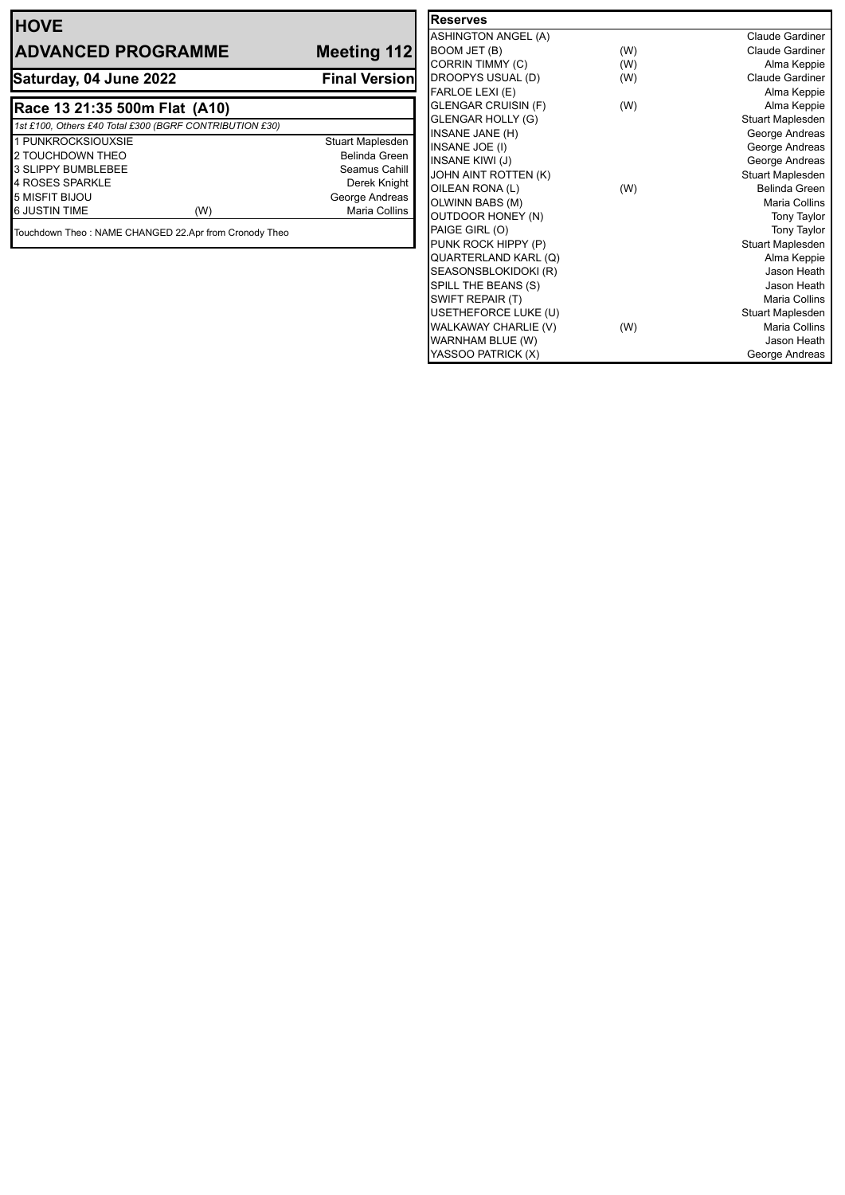# HOVE

## ADVANCED PROGRAMME — Meeting 112

**Saturday, 04 June 2022** — **Final Version**

### Race 13 21:35 500m Flat (A10)

*1st £100, Others £40 Total £300 (BGRF CONTRIBUTION £30)*

| | | |
|---|---|---|
| 1 PUNKROCKSIOUXSIE | | Stuart Maplesden |
| 2 TOUCHDOWN THEO | | Belinda Green |
| 3 SLIPPY BUMBLEBEE | | Seamus Cahill |
| 4 ROSES SPARKLE | | Derek Knight |
| 5 MISFIT BIJOU | | George Andreas |
| 6 JUSTIN TIME | (W) | Maria Collins |

Touchdown Theo : NAME CHANGED 22.Apr from Cronody Theo

### Reserves

| | | |
|---|---|---|
| ASHINGTON ANGEL (A) | | Claude Gardiner |
| BOOM JET (B) | (W) | Claude Gardiner |
| CORRIN TIMMY (C) | (W) | Alma Keppie |
| DROOPYS USUAL (D) | (W) | Claude Gardiner |
| FARLOE LEXI (E) | | Alma Keppie |
| GLENGAR CRUISIN (F) | (W) | Alma Keppie |
| GLENGAR HOLLY (G) | | Stuart Maplesden |
| INSANE JANE (H) | | George Andreas |
| INSANE JOE (I) | | George Andreas |
| INSANE KIWI (J) | | George Andreas |
| JOHN AINT ROTTEN (K) | | Stuart Maplesden |
| OILEAN RONA (L) | (W) | Belinda Green |
| OLWINN BABS (M) | | Maria Collins |
| OUTDOOR HONEY (N) | | Tony Taylor |
| PAIGE GIRL (O) | | Tony Taylor |
| PUNK ROCK HIPPY (P) | | Stuart Maplesden |
| QUARTERLAND KARL (Q) | | Alma Keppie |
| SEASONSBLOKIDOKI (R) | | Jason Heath |
| SPILL THE BEANS (S) | | Jason Heath |
| SWIFT REPAIR (T) | | Maria Collins |
| USETHEFORCE LUKE (U) | | Stuart Maplesden |
| WALKAWAY CHARLIE (V) | (W) | Maria Collins |
| WARNHAM BLUE (W) | | Jason Heath |
| YASSOO PATRICK (X) | | George Andreas |